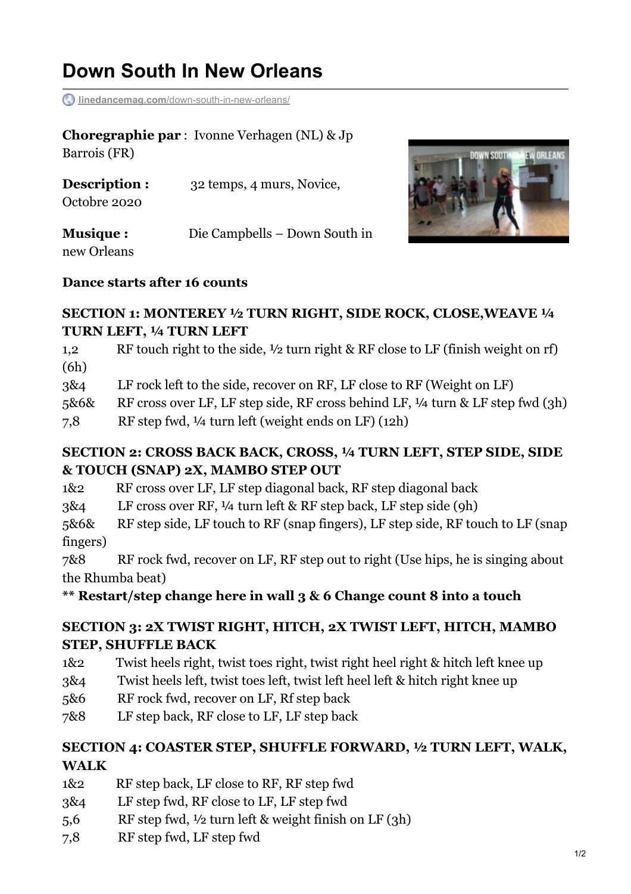# Down South In New Orleans

linedancemag.com/down-south-in-new-orleans/

**Choregraphie par** : Ivonne Verhagen (NL) & Jp Barrois (FR)

**Description :** 32 temps, 4 murs, Novice, Octobre 2020

**Musique :** Die Campbells – Down South in new Orleans

**Dance starts after 16 counts**

### SECTION 1: MONTEREY ½ TURN RIGHT, SIDE ROCK, CLOSE,WEAVE ¼ TURN LEFT, ¼ TURN LEFT

1,2 RF touch right to the side, ½ turn right & RF close to LF (finish weight on rf) (6h)
3&4 LF rock left to the side, recover on RF, LF close to RF (Weight on LF)
5&6& RF cross over LF, LF step side, RF cross behind LF, ¼ turn & LF step fwd (3h)
7,8 RF step fwd, ¼ turn left (weight ends on LF) (12h)

### SECTION 2: CROSS BACK BACK, CROSS, ¼ TURN LEFT, STEP SIDE, SIDE & TOUCH (SNAP) 2X, MAMBO STEP OUT

1&2 RF cross over LF, LF step diagonal back, RF step diagonal back
3&4 LF cross over RF, ¼ turn left & RF step back, LF step side (9h)
5&6& RF step side, LF touch to RF (snap fingers), LF step side, RF touch to LF (snap fingers)
7&8 RF rock fwd, recover on LF, RF step out to right (Use hips, he is singing about the Rhumba beat)

**** Restart/step change here in wall 3 & 6 Change count 8 into a touch**

### SECTION 3: 2X TWIST RIGHT, HITCH, 2X TWIST LEFT, HITCH, MAMBO STEP, SHUFFLE BACK

1&2 Twist heels right, twist toes right, twist right heel right & hitch left knee up
3&4 Twist heels left, twist toes left, twist left heel left & hitch right knee up
5&6 RF rock fwd, recover on LF, Rf step back
7&8 LF step back, RF close to LF, LF step back

### SECTION 4: COASTER STEP, SHUFFLE FORWARD, ½ TURN LEFT, WALK, WALK

1&2 RF step back, LF close to RF, RF step fwd
3&4 LF step fwd, RF close to LF, LF step fwd
5,6 RF step fwd, ½ turn left & weight finish on LF (3h)
7,8 RF step fwd, LF step fwd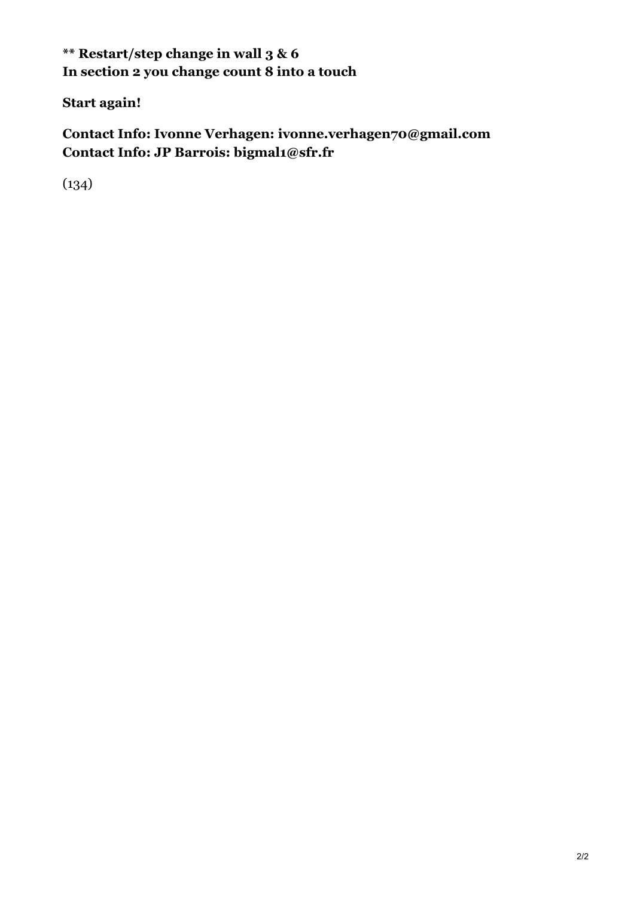**\*\* Restart/step change in wall 3 & 6**
**In section 2 you change count 8 into a touch**

**Start again!**

**Contact Info: Ivonne Verhagen: ivonne.verhagen70@gmail.com**
**Contact Info: JP Barrois: bigmal1@sfr.fr**

(134)